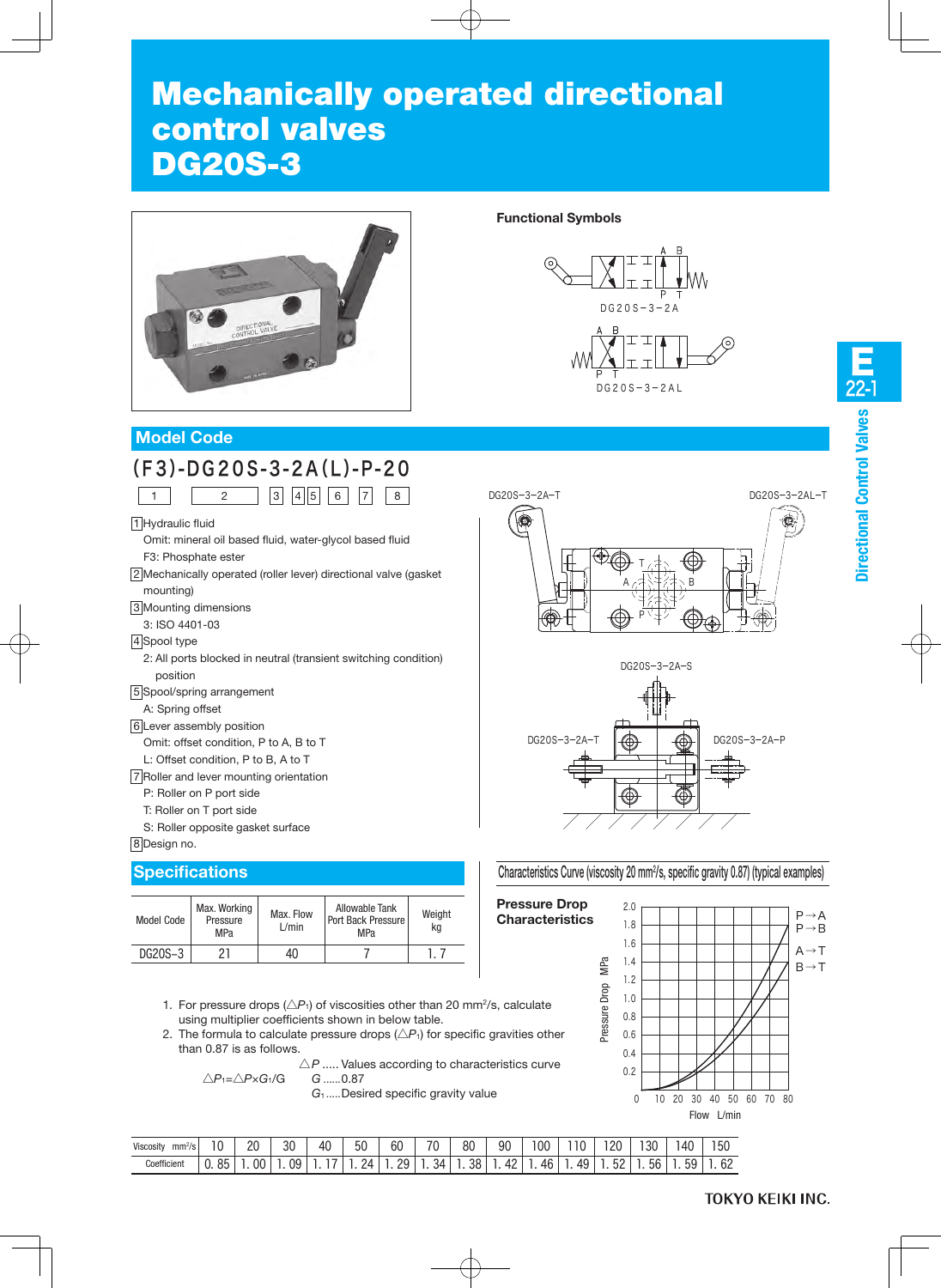# Mechanically operated directional control valves DG20S-3

**Functional Symbols**

DG20S−3−2A

DG20S−3−2AL

## Model Code

**(F3)-DG20S-3-2A(L)-P-20**

| 1 | 2 | 3 | 4 | 5 | 6 | 7 | 8 |
|---|---|---|---|---|---|---|---|

1 Hydraulic fluid
 Omit: mineral oil based fluid, water-glycol based fluid
 F3: Phosphate ester

2 Mechanically operated (roller lever) directional valve (gasket mounting)

3 Mounting dimensions
 3: ISO 4401-03

4 Spool type
 2: All ports blocked in neutral (transient switching condition) position

5 Spool/spring arrangement
 A: Spring offset

6 Lever assembly position
 Omit: offset condition, P to A, B to T
 L: Offset condition, P to B, A to T

7 Roller and lever mounting orientation
 P: Roller on P port side
 T: Roller on T port side
 S: Roller opposite gasket surface

8 Design no.

DG20S−3−2A−T DG20S−3−2AL−T

DG20S−3−2A−S

DG20S−3−2A−T DG20S−3−2A−P

## Specifications

| Model Code | Max. Working Pressure MPa | Max. Flow L/min | Allowable Tank Port Back Pressure MPa | Weight kg |
|---|---|---|---|---|
| DG20S−3 | 21 | 40 | 7 | 1.7 |

Characteristics Curve (viscosity 20 mm²/s, specific gravity 0.87) (typical examples)

**Pressure Drop Characteristics**

Pressure Drop MPa (0–2.0) vs. Flow L/min (0–80); curves: P→A, P→B, A→T, B→T

1. For pressure drops ($\triangle P_1$) of viscosities other than 20 mm²/s, calculate using multiplier coefficients shown in below table.
2. The formula to calculate pressure drops ($\triangle P_1$) for specific gravities other than 0.87 is as follows.

$\triangle P_1 = \triangle P \times G_1 / G$

$\triangle P$ ..... Values according to characteristics curve
$G$ ......0.87
$G_1$ .....Desired specific gravity value

| Viscosity mm²/s | 10 | 20 | 30 | 40 | 50 | 60 | 70 | 80 | 90 | 100 | 110 | 120 | 130 | 140 | 150 |
|---|---|---|---|---|---|---|---|---|---|---|---|---|---|---|---|
| Coefficient | 0.85 | 1.00 | 1.09 | 1.17 | 1.24 | 1.29 | 1.34 | 1.38 | 1.42 | 1.46 | 1.49 | 1.52 | 1.56 | 1.59 | 1.62 |

TOKYO KEIKI INC.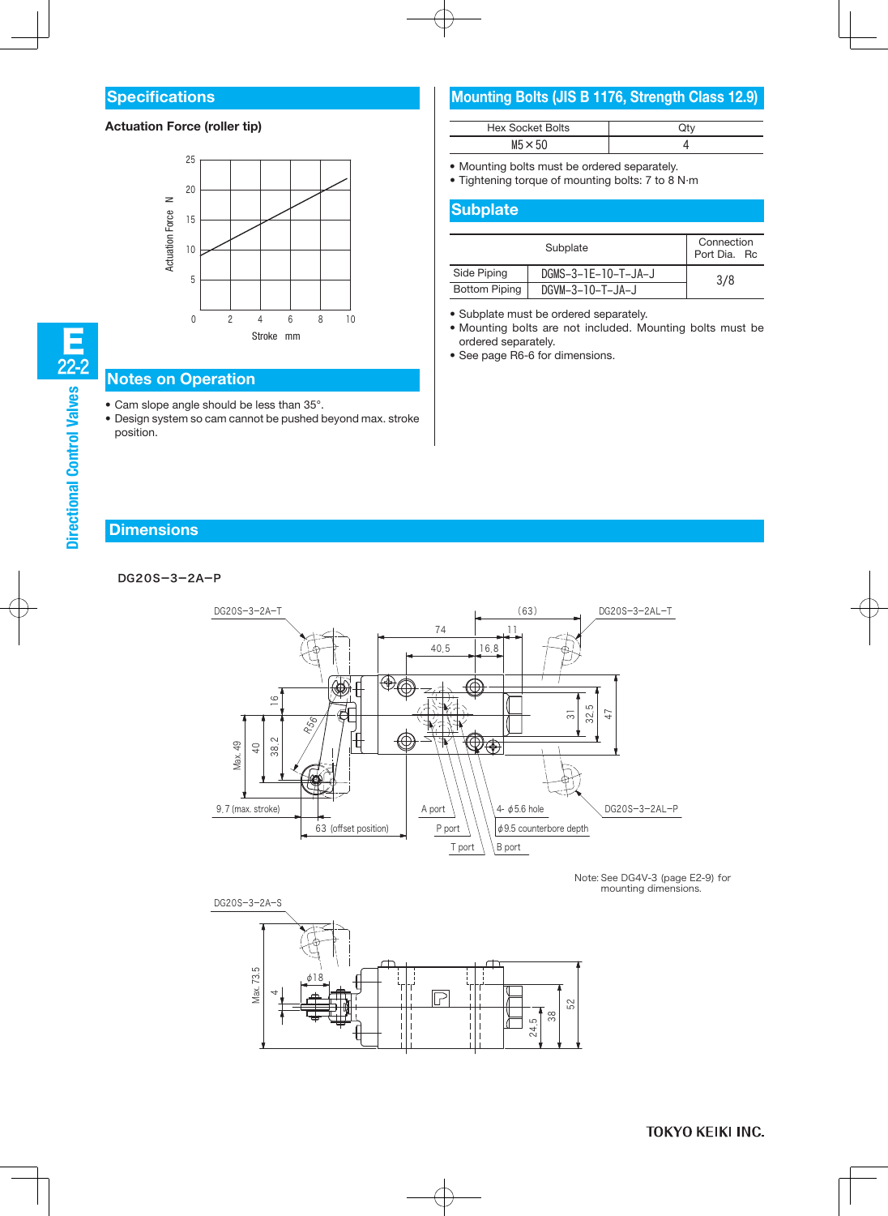## Specifications

**Actuation Force (roller tip)**

## Notes on Operation

- Cam slope angle should be less than 35°.
- Design system so cam cannot be pushed beyond max. stroke position.

## Mounting Bolts (JIS B 1176, Strength Class 12.9)

| Hex Socket Bolts | Qty |
|---|---|
| M5×50 | 4 |

- Mounting bolts must be ordered separately.
- Tightening torque of mounting bolts: 7 to 8 N·m

## Subplate

| Subplate | | Connection Port Dia. Rc |
|---|---|---|
| Side Piping | DGMS-3-1E-10-T-JA-J | 3/8 |
| Bottom Piping | DGVM-3-10-T-JA-J | |

- Subplate must be ordered separately.
- Mounting bolts are not included. Mounting bolts must be ordered separately.
- See page R6-6 for dimensions.

## Dimensions

DG20S−3−2A−P

Note: See DG4V-3 (page E2-9) for mounting dimensions.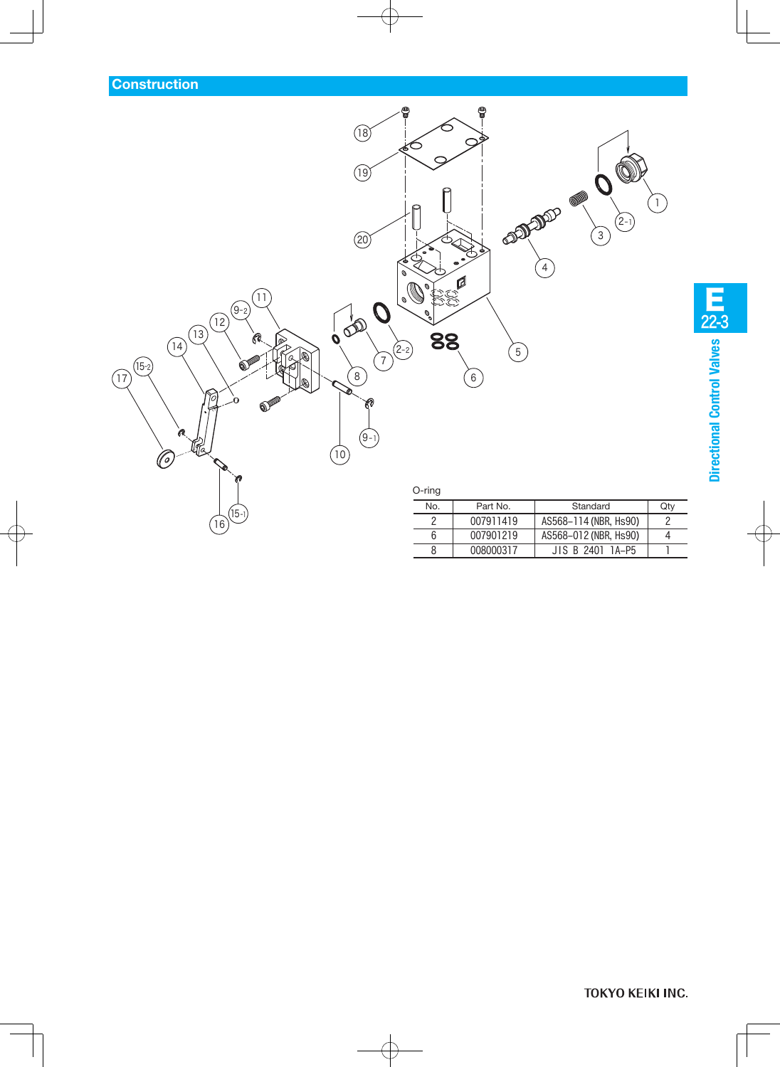## Construction

O-ring

| No. | Part No. | Standard | Qty |
|---|---|---|---|
| 2 | 007911419 | AS568–114 (NBR, Hs90) | 2 |
| 6 | 007901219 | AS568–012 (NBR, Hs90) | 4 |
| 8 | 008000317 | JIS B 2401 1A–P5 | 1 |